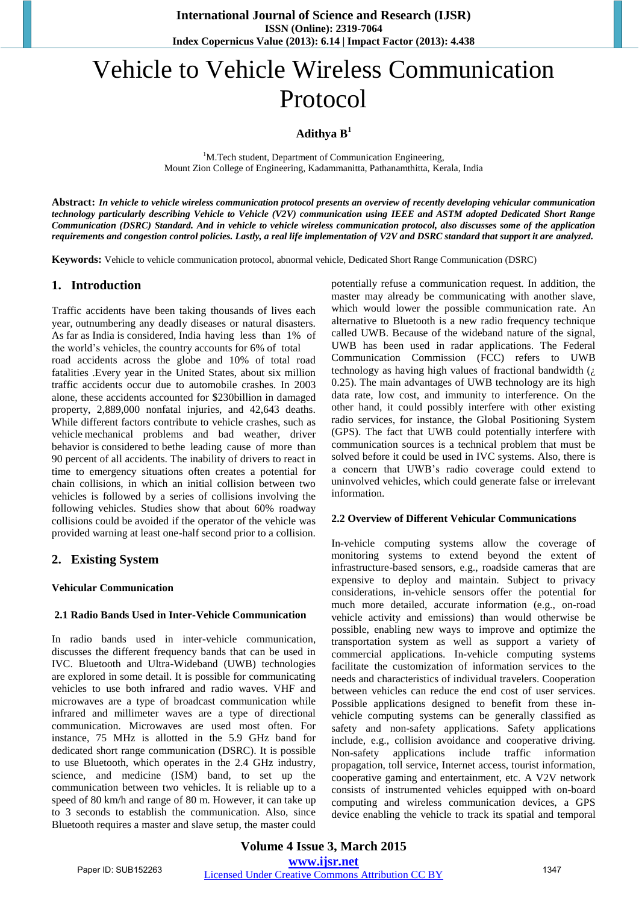# Vehicle to Vehicle Wireless Communication Protocol

**Adithya B**[1]

[1]M.Tech student, Department of Communication Engineering, Mount Zion College of Engineering, Kadammanitta, Pathanamthitta, Kerala, India

**Abstract:** ***In vehicle to vehicle wireless communication protocol presents an overview of recently developing vehicular communication technology particularly describing Vehicle to Vehicle (V2V) communication using IEEE and ASTM adopted Dedicated Short Range Communication (DSRC) Standard. And in vehicle to vehicle wireless communication protocol, also discusses some of the application requirements and congestion control policies. Lastly, a real life implementation of V2V and DSRC standard that support it are analyzed.***

**Keywords:** Vehicle to vehicle communication protocol, abnormal vehicle, Dedicated Short Range Communication (DSRC)

## 1. Introduction

Traffic accidents have been taking thousands of lives each year, outnumbering any deadly diseases or natural disasters. As far as India is considered, India having less than 1% of the world's vehicles, the country accounts for 6% of total road accidents across the globe and 10% of total road fatalities .Every year in the United States, about six million traffic accidents occur due to automobile crashes. In 2003 alone, these accidents accounted for $230billion in damaged property, 2,889,000 nonfatal injuries, and 42,643 deaths. While different factors contribute to vehicle crashes, such as vehicle mechanical problems and bad weather, driver behavior is considered to bethe leading cause of more than 90 percent of all accidents. The inability of drivers to react in time to emergency situations often creates a potential for chain collisions, in which an initial collision between two vehicles is followed by a series of collisions involving the following vehicles. Studies show that about 60% roadway collisions could be avoided if the operator of the vehicle was provided warning at least one-half second prior to a collision.

## 2. Existing System

### Vehicular Communication

### 2.1 Radio Bands Used in Inter-Vehicle Communication

In radio bands used in inter-vehicle communication, discusses the different frequency bands that can be used in IVC. Bluetooth and Ultra-Wideband (UWB) technologies are explored in some detail. It is possible for communicating vehicles to use both infrared and radio waves. VHF and microwaves are a type of broadcast communication while infrared and millimeter waves are a type of directional communication. Microwaves are used most often. For instance, 75 MHz is allotted in the 5.9 GHz band for dedicated short range communication (DSRC). It is possible to use Bluetooth, which operates in the 2.4 GHz industry, science, and medicine (ISM) band, to set up the communication between two vehicles. It is reliable up to a speed of 80 km/h and range of 80 m. However, it can take up to 3 seconds to establish the communication. Also, since Bluetooth requires a master and slave setup, the master could potentially refuse a communication request. In addition, the master may already be communicating with another slave, which would lower the possible communication rate. An alternative to Bluetooth is a new radio frequency technique called UWB. Because of the wideband nature of the signal, UWB has been used in radar applications. The Federal Communication Commission (FCC) refers to UWB technology as having high values of fractional bandwidth (¿ 0.25). The main advantages of UWB technology are its high data rate, low cost, and immunity to interference. On the other hand, it could possibly interfere with other existing radio services, for instance, the Global Positioning System (GPS). The fact that UWB could potentially interfere with communication sources is a technical problem that must be solved before it could be used in IVC systems. Also, there is a concern that UWB's radio coverage could extend to uninvolved vehicles, which could generate false or irrelevant information.

### 2.2 Overview of Different Vehicular Communications

In-vehicle computing systems allow the coverage of monitoring systems to extend beyond the extent of infrastructure-based sensors, e.g., roadside cameras that are expensive to deploy and maintain. Subject to privacy considerations, in-vehicle sensors offer the potential for much more detailed, accurate information (e.g., on-road vehicle activity and emissions) than would otherwise be possible, enabling new ways to improve and optimize the transportation system as well as support a variety of commercial applications. In-vehicle computing systems facilitate the customization of information services to the needs and characteristics of individual travelers. Cooperation between vehicles can reduce the end cost of user services. Possible applications designed to benefit from these in-vehicle computing systems can be generally classified as safety and non-safety applications. Safety applications include, e.g., collision avoidance and cooperative driving. Non-safety applications include traffic information propagation, toll service, Internet access, tourist information, cooperative gaming and entertainment, etc. A V2V network consists of instrumented vehicles equipped with on-board computing and wireless communication devices, a GPS device enabling the vehicle to track its spatial and temporal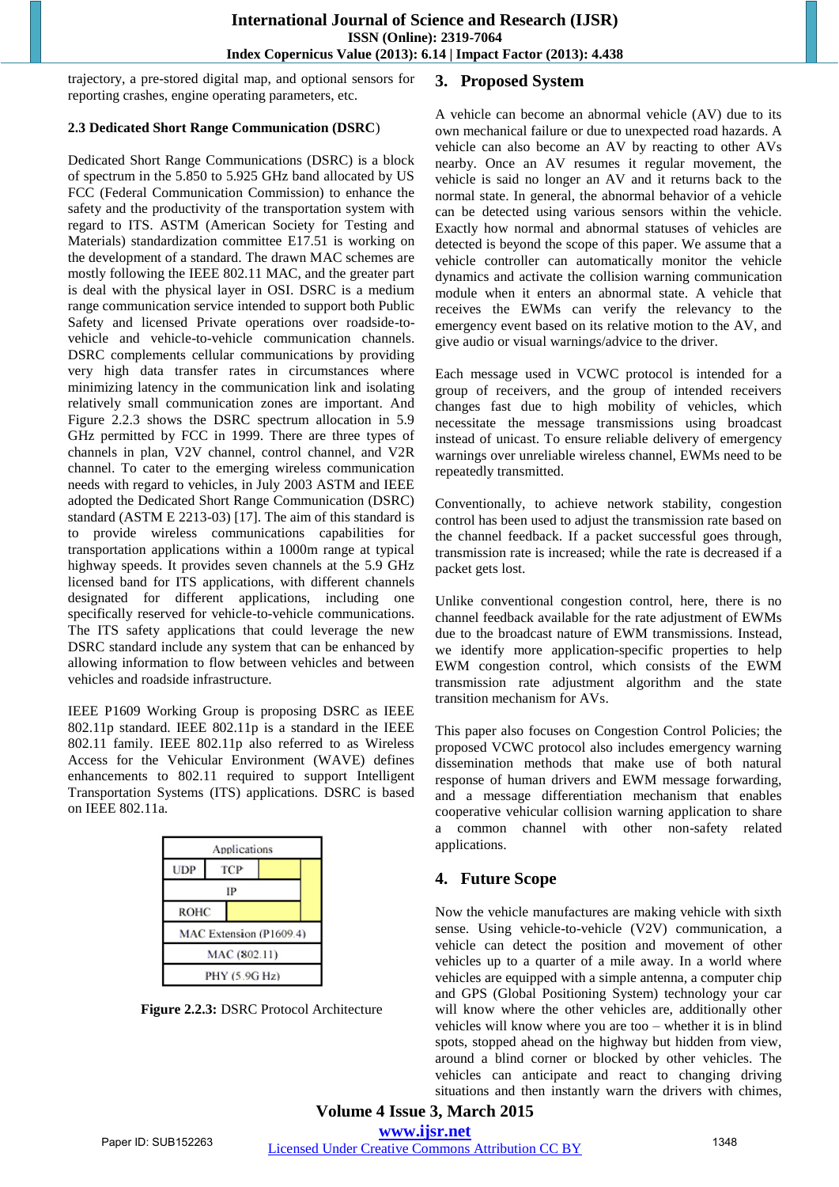trajectory, a pre-stored digital map, and optional sensors for reporting crashes, engine operating parameters, etc.

### 2.3 Dedicated Short Range Communication (DSRC)

Dedicated Short Range Communications (DSRC) is a block of spectrum in the 5.850 to 5.925 GHz band allocated by US FCC (Federal Communication Commission) to enhance the safety and the productivity of the transportation system with regard to ITS. ASTM (American Society for Testing and Materials) standardization committee E17.51 is working on the development of a standard. The drawn MAC schemes are mostly following the IEEE 802.11 MAC, and the greater part is deal with the physical layer in OSI. DSRC is a medium range communication service intended to support both Public Safety and licensed Private operations over roadside-to-vehicle and vehicle-to-vehicle communication channels. DSRC complements cellular communications by providing very high data transfer rates in circumstances where minimizing latency in the communication link and isolating relatively small communication zones are important. And Figure 2.2.3 shows the DSRC spectrum allocation in 5.9 GHz permitted by FCC in 1999. There are three types of channels in plan, V2V channel, control channel, and V2R channel. To cater to the emerging wireless communication needs with regard to vehicles, in July 2003 ASTM and IEEE adopted the Dedicated Short Range Communication (DSRC) standard (ASTM E 2213-03) [17]. The aim of this standard is to provide wireless communications capabilities for transportation applications within a 1000m range at typical highway speeds. It provides seven channels at the 5.9 GHz licensed band for ITS applications, with different channels designated for different applications, including one specifically reserved for vehicle-to-vehicle communications. The ITS safety applications that could leverage the new DSRC standard include any system that can be enhanced by allowing information to flow between vehicles and between vehicles and roadside infrastructure.

IEEE P1609 Working Group is proposing DSRC as IEEE 802.11p standard. IEEE 802.11p is a standard in the IEEE 802.11 family. IEEE 802.11p also referred to as Wireless Access for the Vehicular Environment (WAVE) defines enhancements to 802.11 required to support Intelligent Transportation Systems (ITS) applications. DSRC is based on IEEE 802.11a.

Applications
UDP
TCP
IP
ROHC
MAC Extension (P1609.4)
MAC (802.11)
PHY (5.9G Hz)

**Figure 2.2.3:** DSRC Protocol Architecture

## 3. Proposed System

A vehicle can become an abnormal vehicle (AV) due to its own mechanical failure or due to unexpected road hazards. A vehicle can also become an AV by reacting to other AVs nearby. Once an AV resumes it regular movement, the vehicle is said no longer an AV and it returns back to the normal state. In general, the abnormal behavior of a vehicle can be detected using various sensors within the vehicle. Exactly how normal and abnormal statuses of vehicles are detected is beyond the scope of this paper. We assume that a vehicle controller can automatically monitor the vehicle dynamics and activate the collision warning communication module when it enters an abnormal state. A vehicle that receives the EWMs can verify the relevancy to the emergency event based on its relative motion to the AV, and give audio or visual warnings/advice to the driver.

Each message used in VCWC protocol is intended for a group of receivers, and the group of intended receivers changes fast due to high mobility of vehicles, which necessitate the message transmissions using broadcast instead of unicast. To ensure reliable delivery of emergency warnings over unreliable wireless channel, EWMs need to be repeatedly transmitted.

Conventionally, to achieve network stability, congestion control has been used to adjust the transmission rate based on the channel feedback. If a packet successful goes through, transmission rate is increased; while the rate is decreased if a packet gets lost.

Unlike conventional congestion control, here, there is no channel feedback available for the rate adjustment of EWMs due to the broadcast nature of EWM transmissions. Instead, we identify more application-specific properties to help EWM congestion control, which consists of the EWM transmission rate adjustment algorithm and the state transition mechanism for AVs.

This paper also focuses on Congestion Control Policies; the proposed VCWC protocol also includes emergency warning dissemination methods that make use of both natural response of human drivers and EWM message forwarding, and a message differentiation mechanism that enables cooperative vehicular collision warning application to share a common channel with other non-safety related applications.

## 4. Future Scope

Now the vehicle manufactures are making vehicle with sixth sense. Using vehicle-to-vehicle (V2V) communication, a vehicle can detect the position and movement of other vehicles up to a quarter of a mile away. In a world where vehicles are equipped with a simple antenna, a computer chip and GPS (Global Positioning System) technology your car will know where the other vehicles are, additionally other vehicles will know where you are too – whether it is in blind spots, stopped ahead on the highway but hidden from view, around a blind corner or blocked by other vehicles. The vehicles can anticipate and react to changing driving situations and then instantly warn the drivers with chimes,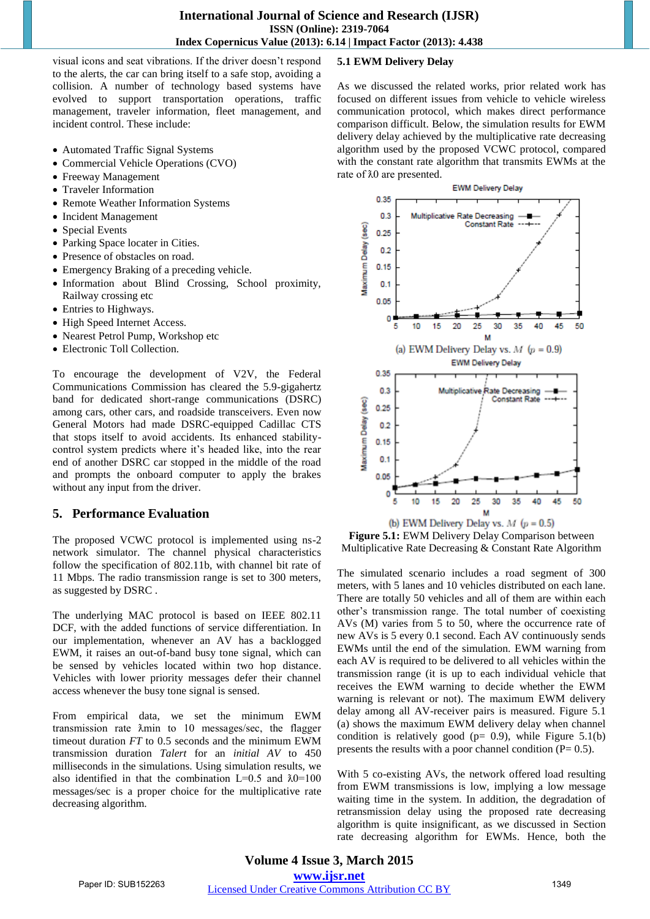visual icons and seat vibrations. If the driver doesn't respond to the alerts, the car can bring itself to a safe stop, avoiding a collision. A number of technology based systems have evolved to support transportation operations, traffic management, traveler information, fleet management, and incident control. These include:

- Automated Traffic Signal Systems
- Commercial Vehicle Operations (CVO)
- Freeway Management
- Traveler Information
- Remote Weather Information Systems
- Incident Management
- Special Events
- Parking Space locater in Cities.
- Presence of obstacles on road.
- Emergency Braking of a preceding vehicle.
- Information about Blind Crossing, School proximity, Railway crossing etc
- Entries to Highways.
- High Speed Internet Access.
- Nearest Petrol Pump, Workshop etc
- Electronic Toll Collection.

To encourage the development of V2V, the Federal Communications Commission has cleared the 5.9-gigahertz band for dedicated short-range communications (DSRC) among cars, other cars, and roadside transceivers. Even now General Motors had made DSRC-equipped Cadillac CTS that stops itself to avoid accidents. Its enhanced stability-control system predicts where it's headed like, into the rear end of another DSRC car stopped in the middle of the road and prompts the onboard computer to apply the brakes without any input from the driver.

## 5. Performance Evaluation

The proposed VCWC protocol is implemented using ns-2 network simulator. The channel physical characteristics follow the specification of 802.11b, with channel bit rate of 11 Mbps. The radio transmission range is set to 300 meters, as suggested by DSRC .

The underlying MAC protocol is based on IEEE 802.11 DCF, with the added functions of service differentiation. In our implementation, whenever an AV has a backlogged EWM, it raises an out-of-band busy tone signal, which can be sensed by vehicles located within two hop distance. Vehicles with lower priority messages defer their channel access whenever the busy tone signal is sensed.

From empirical data, we set the minimum EWM transmission rate $\lambda min$ to 10 messages/sec, the flagger timeout duration *FT* to 0.5 seconds and the minimum EWM transmission duration *Talert* for an *initial AV* to 450 milliseconds in the simulations. Using simulation results, we also identified in that the combination L=0.5 and $\lambda 0$=100 messages/sec is a proper choice for the multiplicative rate decreasing algorithm.

### 5.1 EWM Delivery Delay

As we discussed the related works, prior related work has focused on different issues from vehicle to vehicle wireless communication protocol, which makes direct performance comparison difficult. Below, the simulation results for EWM delivery delay achieved by the multiplicative rate decreasing algorithm used by the proposed VCWC protocol, compared with the constant rate algorithm that transmits EWMs at the rate of $\lambda 0$ are presented.

(a) EWM Delivery Delay vs. $M$ ($p = 0.9$)

(b) EWM Delivery Delay vs. $M$ ($p = 0.5$)

**Figure 5.1:** EWM Delivery Delay Comparison between Multiplicative Rate Decreasing & Constant Rate Algorithm

The simulated scenario includes a road segment of 300 meters, with 5 lanes and 10 vehicles distributed on each lane. There are totally 50 vehicles and all of them are within each other's transmission range. The total number of coexisting AVs (M) varies from 5 to 50, where the occurrence rate of new AVs is 5 every 0.1 second. Each AV continuously sends EWMs until the end of the simulation. EWM warning from each AV is required to be delivered to all vehicles within the transmission range (it is up to each individual vehicle that receives the EWM warning to decide whether the EWM warning is relevant or not). The maximum EWM delivery delay among all AV-receiver pairs is measured. Figure 5.1 (a) shows the maximum EWM delivery delay when channel condition is relatively good (p= 0.9), while Figure 5.1(b) presents the results with a poor channel condition (P= 0.5).

With 5 co-existing AVs, the network offered load resulting from EWM transmissions is low, implying a low message waiting time in the system. In addition, the degradation of retransmission delay using the proposed rate decreasing algorithm is quite insignificant, as we discussed in Section rate decreasing algorithm for EWMs. Hence, both the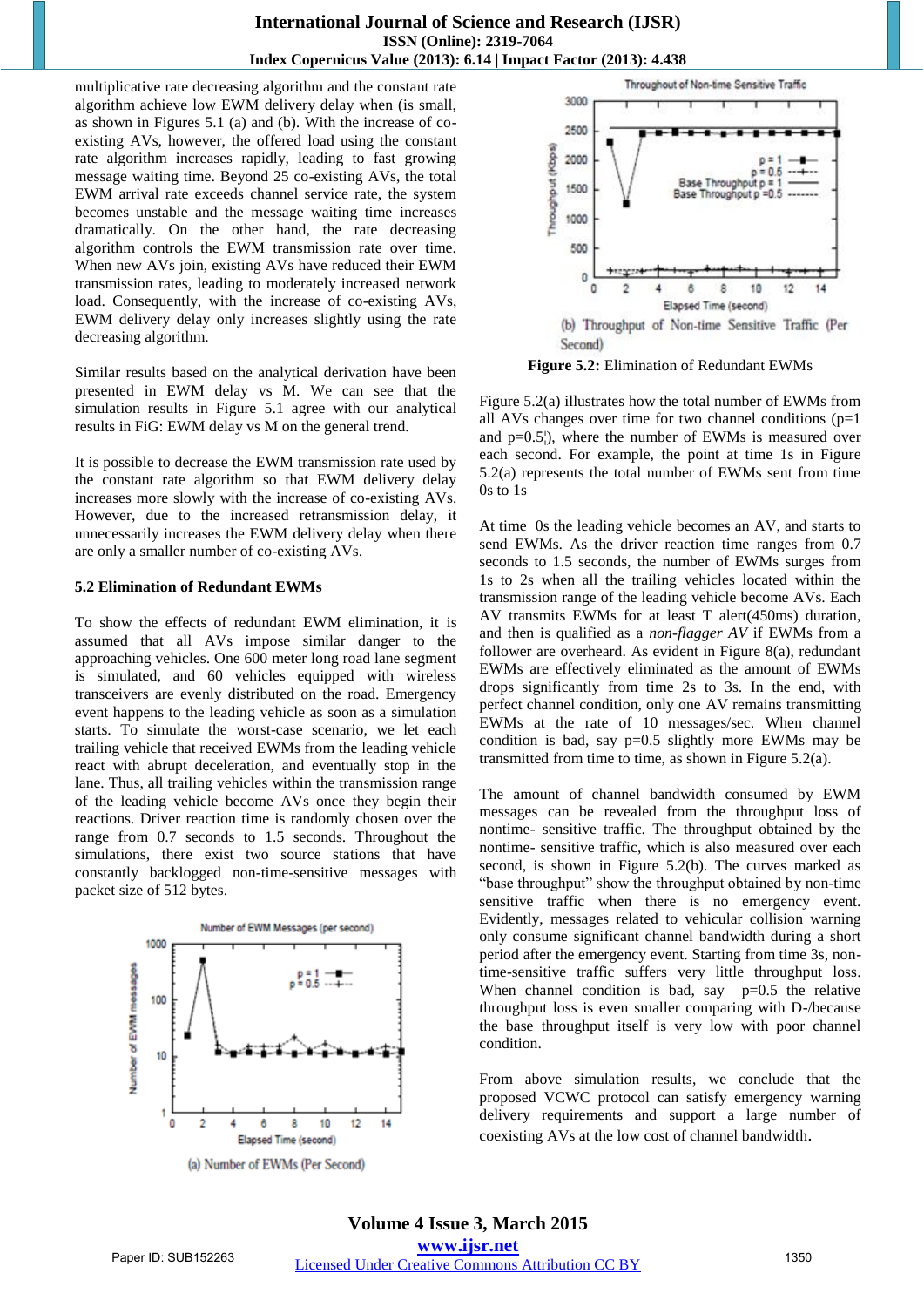multiplicative rate decreasing algorithm and the constant rate algorithm achieve low EWM delivery delay when (is small, as shown in Figures 5.1 (a) and (b). With the increase of co-existing AVs, however, the offered load using the constant rate algorithm increases rapidly, leading to fast growing message waiting time. Beyond 25 co-existing AVs, the total EWM arrival rate exceeds channel service rate, the system becomes unstable and the message waiting time increases dramatically. On the other hand, the rate decreasing algorithm controls the EWM transmission rate over time. When new AVs join, existing AVs have reduced their EWM transmission rates, leading to moderately increased network load. Consequently, with the increase of co-existing AVs, EWM delivery delay only increases slightly using the rate decreasing algorithm.

Similar results based on the analytical derivation have been presented in EWM delay vs M. We can see that the simulation results in Figure 5.1 agree with our analytical results in FiG: EWM delay vs M on the general trend.

It is possible to decrease the EWM transmission rate used by the constant rate algorithm so that EWM delivery delay increases more slowly with the increase of co-existing AVs. However, due to the increased retransmission delay, it unnecessarily increases the EWM delivery delay when there are only a smaller number of co-existing AVs.

### 5.2 Elimination of Redundant EWMs

To show the effects of redundant EWM elimination, it is assumed that all AVs impose similar danger to the approaching vehicles. One 600 meter long road lane segment is simulated, and 60 vehicles equipped with wireless transceivers are evenly distributed on the road. Emergency event happens to the leading vehicle as soon as a simulation starts. To simulate the worst-case scenario, we let each trailing vehicle that received EWMs from the leading vehicle react with abrupt deceleration, and eventually stop in the lane. Thus, all trailing vehicles within the transmission range of the leading vehicle become AVs once they begin their reactions. Driver reaction time is randomly chosen over the range from 0.7 seconds to 1.5 seconds. Throughout the simulations, there exist two source stations that have constantly backlogged non-time-sensitive messages with packet size of 512 bytes.

(a) Number of EWMs (Per Second)

(b) Throughput of Non-time Sensitive Traffic (Per Second)

**Figure 5.2:** Elimination of Redundant EWMs

Figure 5.2(a) illustrates how the total number of EWMs from all AVs changes over time for two channel conditions (p=1 and p=0.5|), where the number of EWMs is measured over each second. For example, the point at time 1s in Figure 5.2(a) represents the total number of EWMs sent from time 0s to 1s

At time 0s the leading vehicle becomes an AV, and starts to send EWMs. As the driver reaction time ranges from 0.7 seconds to 1.5 seconds, the number of EWMs surges from 1s to 2s when all the trailing vehicles located within the transmission range of the leading vehicle become AVs. Each AV transmits EWMs for at least T alert(450ms) duration, and then is qualified as a *non-flagger AV* if EWMs from a follower are overheard. As evident in Figure 8(a), redundant EWMs are effectively eliminated as the amount of EWMs drops significantly from time 2s to 3s. In the end, with perfect channel condition, only one AV remains transmitting EWMs at the rate of 10 messages/sec. When channel condition is bad, say p=0.5 slightly more EWMs may be transmitted from time to time, as shown in Figure 5.2(a).

The amount of channel bandwidth consumed by EWM messages can be revealed from the throughput loss of nontime- sensitive traffic. The throughput obtained by the nontime- sensitive traffic, which is also measured over each second, is shown in Figure 5.2(b). The curves marked as "base throughput" show the throughput obtained by non-time sensitive traffic when there is no emergency event. Evidently, messages related to vehicular collision warning only consume significant channel bandwidth during a short period after the emergency event. Starting from time 3s, non-time-sensitive traffic suffers very little throughput loss. When channel condition is bad, say p=0.5 the relative throughput loss is even smaller comparing with D-/because the base throughput itself is very low with poor channel condition.

From above simulation results, we conclude that the proposed VCWC protocol can satisfy emergency warning delivery requirements and support a large number of coexisting AVs at the low cost of channel bandwidth.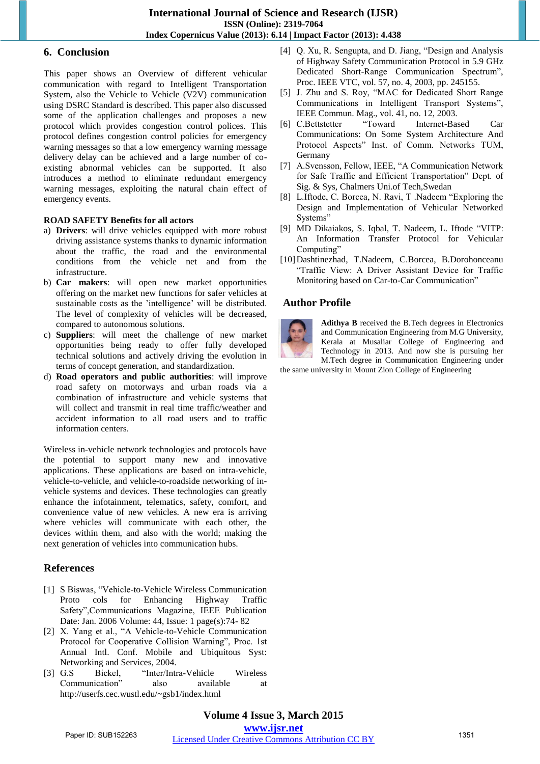## 6. Conclusion

This paper shows an Overview of different vehicular communication with regard to Intelligent Transportation System, also the Vehicle to Vehicle (V2V) communication using DSRC Standard is described. This paper also discussed some of the application challenges and proposes a new protocol which provides congestion control polices. This protocol defines congestion control policies for emergency warning messages so that a low emergency warning message delivery delay can be achieved and a large number of co-existing abnormal vehicles can be supported. It also introduces a method to eliminate redundant emergency warning messages, exploiting the natural chain effect of emergency events.

**ROAD SAFETY Benefits for all actors**

a) **Drivers**: will drive vehicles equipped with more robust driving assistance systems thanks to dynamic information about the traffic, the road and the environmental conditions from the vehicle net and from the infrastructure.
b) **Car makers**: will open new market opportunities offering on the market new functions for safer vehicles at sustainable costs as the 'intelligence' will be distributed. The level of complexity of vehicles will be decreased, compared to autonomous solutions.
c) **Suppliers**: will meet the challenge of new market opportunities being ready to offer fully developed technical solutions and actively driving the evolution in terms of concept generation, and standardization.
d) **Road operators and public authorities**: will improve road safety on motorways and urban roads via a combination of infrastructure and vehicle systems that will collect and transmit in real time traffic/weather and accident information to all road users and to traffic information centers.

Wireless in-vehicle network technologies and protocols have the potential to support many new and innovative applications. These applications are based on intra-vehicle, vehicle-to-vehicle, and vehicle-to-roadside networking of in-vehicle systems and devices. These technologies can greatly enhance the infotainment, telematics, safety, comfort, and convenience value of new vehicles. A new era is arriving where vehicles will communicate with each other, the devices within them, and also with the world; making the next generation of vehicles into communication hubs.

## References

[1] S Biswas, "Vehicle-to-Vehicle Wireless Communication Proto cols for Enhancing Highway Traffic Safety",Communications Magazine, IEEE Publication Date: Jan. 2006 Volume: 44, Issue: 1 page(s):74- 82

[2] X. Yang et al., "A Vehicle-to-Vehicle Communication Protocol for Cooperative Collision Warning", Proc. 1st Annual Intl. Conf. Mobile and Ubiquitous Syst: Networking and Services, 2004.

[3] G.S Bickel, "Inter/Intra-Vehicle Wireless Communication" also available at http://userfs.cec.wustl.edu/~gsb1/index.html

[4] Q. Xu, R. Sengupta, and D. Jiang, "Design and Analysis of Highway Safety Communication Protocol in 5.9 GHz Dedicated Short-Range Communication Spectrum", Proc. IEEE VTC, vol. 57, no. 4, 2003, pp. 245155.

[5] J. Zhu and S. Roy, "MAC for Dedicated Short Range Communications in Intelligent Transport Systems", IEEE Commun. Mag., vol. 41, no. 12, 2003.

[6] C.Bettstetter "Toward Internet-Based Car Communications: On Some System Architecture And Protocol Aspects" Inst. of Comm. Networks TUM, Germany

[7] A.Svensson, Fellow, IEEE, "A Communication Network for Safe Traffic and Efficient Transportation" Dept. of Sig. & Sys, Chalmers Uni.of Tech,Swedan

[8] L.Iftode, C. Borcea, N. Ravi, T .Nadeem "Exploring the Design and Implementation of Vehicular Networked Systems"

[9] MD Dikaiakos, S. Iqbal, T. Nadeem, L. Iftode "VITP: An Information Transfer Protocol for Vehicular Computing"

[10] Dashtinezhad, T.Nadeem, C.Borcea, B.Dorohonceanu "Traffic View: A Driver Assistant Device for Traffic Monitoring based on Car-to-Car Communication"

## Author Profile

**Adithya B** received the B.Tech degrees in Electronics and Communication Engineering from M.G University, Kerala at Musaliar College of Engineering and Technology in 2013. And now she is pursuing her M.Tech degree in Communication Engineering under the same university in Mount Zion College of Engineering